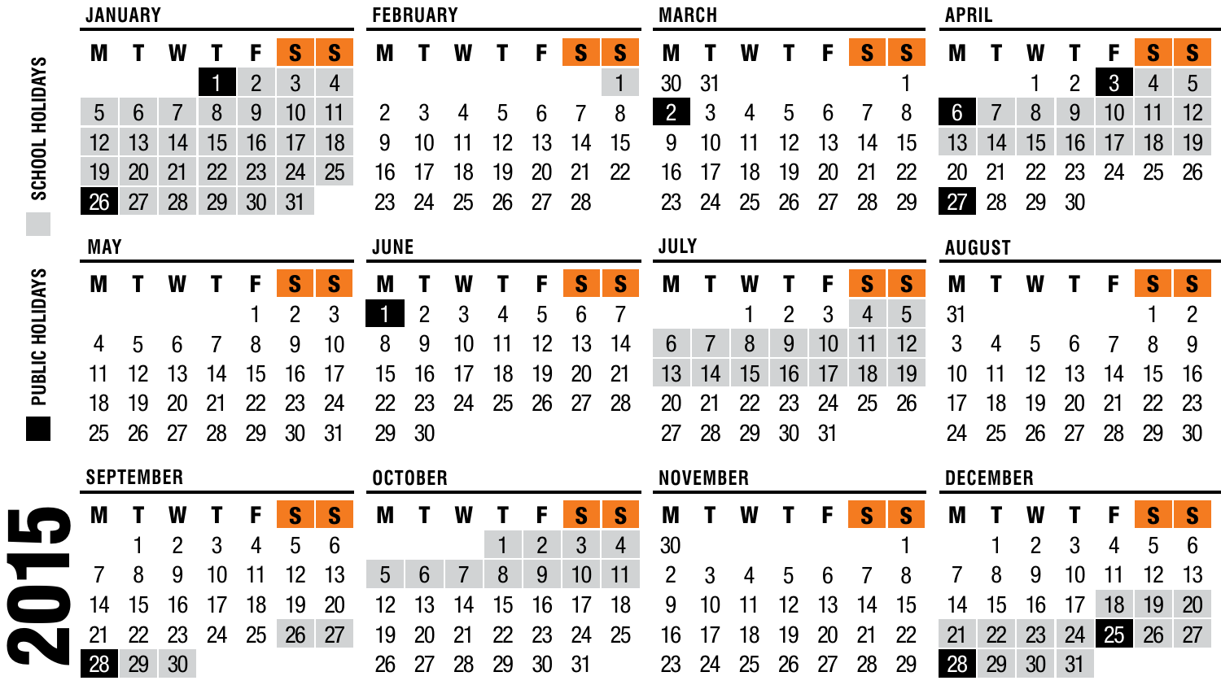# 2015

SCHOOL HOLIDAYS

PUBLIC HOLIDAYS

## JANUARY

| M | T | W | T | F | S | S |
|---|---|---|---|---|---|---|
| | | | 1 | 2 | 3 | 4 |
| 5 | 6 | 7 | 8 | 9 | 10 | 11 |
| 12 | 13 | 14 | 15 | 16 | 17 | 18 |
| 19 | 20 | 21 | 22 | 23 | 24 | 25 |
| 26 | 27 | 28 | 29 | 30 | 31 | |

## FEBRUARY

| M | T | W | T | F | S | S |
|---|---|---|---|---|---|---|
| | | | | | | 1 |
| 2 | 3 | 4 | 5 | 6 | 7 | 8 |
| 9 | 10 | 11 | 12 | 13 | 14 | 15 |
| 16 | 17 | 18 | 19 | 20 | 21 | 22 |
| 23 | 24 | 25 | 26 | 27 | 28 | |

## MARCH

| M | T | W | T | F | S | S |
|---|---|---|---|---|---|---|
| 30 | 31 | | | | | 1 |
| 2 | 3 | 4 | 5 | 6 | 7 | 8 |
| 9 | 10 | 11 | 12 | 13 | 14 | 15 |
| 16 | 17 | 18 | 19 | 20 | 21 | 22 |
| 23 | 24 | 25 | 26 | 27 | 28 | 29 |

## APRIL

| M | T | W | T | F | S | S |
|---|---|---|---|---|---|---|
| | | 1 | 2 | 3 | 4 | 5 |
| 6 | 7 | 8 | 9 | 10 | 11 | 12 |
| 13 | 14 | 15 | 16 | 17 | 18 | 19 |
| 20 | 21 | 22 | 23 | 24 | 25 | 26 |
| 27 | 28 | 29 | 30 | | | |

## MAY

| M | T | W | T | F | S | S |
|---|---|---|---|---|---|---|
| | | | | 1 | 2 | 3 |
| 4 | 5 | 6 | 7 | 8 | 9 | 10 |
| 11 | 12 | 13 | 14 | 15 | 16 | 17 |
| 18 | 19 | 20 | 21 | 22 | 23 | 24 |
| 25 | 26 | 27 | 28 | 29 | 30 | 31 |

## JUNE

| M | T | W | T | F | S | S |
|---|---|---|---|---|---|---|
| 1 | 2 | 3 | 4 | 5 | 6 | 7 |
| 8 | 9 | 10 | 11 | 12 | 13 | 14 |
| 15 | 16 | 17 | 18 | 19 | 20 | 21 |
| 22 | 23 | 24 | 25 | 26 | 27 | 28 |
| 29 | 30 | | | | | |

## JULY

| M | T | W | T | F | S | S |
|---|---|---|---|---|---|---|
| | | 1 | 2 | 3 | 4 | 5 |
| 6 | 7 | 8 | 9 | 10 | 11 | 12 |
| 13 | 14 | 15 | 16 | 17 | 18 | 19 |
| 20 | 21 | 22 | 23 | 24 | 25 | 26 |
| 27 | 28 | 29 | 30 | 31 | | |

## AUGUST

| M | T | W | T | F | S | S |
|---|---|---|---|---|---|---|
| 31 | | | | | 1 | 2 |
| 3 | 4 | 5 | 6 | 7 | 8 | 9 |
| 10 | 11 | 12 | 13 | 14 | 15 | 16 |
| 17 | 18 | 19 | 20 | 21 | 22 | 23 |
| 24 | 25 | 26 | 27 | 28 | 29 | 30 |

## SEPTEMBER

| M | T | W | T | F | S | S |
|---|---|---|---|---|---|---|
| | 1 | 2 | 3 | 4 | 5 | 6 |
| 7 | 8 | 9 | 10 | 11 | 12 | 13 |
| 14 | 15 | 16 | 17 | 18 | 19 | 20 |
| 21 | 22 | 23 | 24 | 25 | 26 | 27 |
| 28 | 29 | 30 | | | | |

## OCTOBER

| M | T | W | T | F | S | S |
|---|---|---|---|---|---|---|
| | | | 1 | 2 | 3 | 4 |
| 5 | 6 | 7 | 8 | 9 | 10 | 11 |
| 12 | 13 | 14 | 15 | 16 | 17 | 18 |
| 19 | 20 | 21 | 22 | 23 | 24 | 25 |
| 26 | 27 | 28 | 29 | 30 | 31 | |

## NOVEMBER

| M | T | W | T | F | S | S |
|---|---|---|---|---|---|---|
| 30 | | | | | | 1 |
| 2 | 3 | 4 | 5 | 6 | 7 | 8 |
| 9 | 10 | 11 | 12 | 13 | 14 | 15 |
| 16 | 17 | 18 | 19 | 20 | 21 | 22 |
| 23 | 24 | 25 | 26 | 27 | 28 | 29 |

## DECEMBER

| M | T | W | T | F | S | S |
|---|---|---|---|---|---|---|
| | 1 | 2 | 3 | 4 | 5 | 6 |
| 7 | 8 | 9 | 10 | 11 | 12 | 13 |
| 14 | 15 | 16 | 17 | 18 | 19 | 20 |
| 21 | 22 | 23 | 24 | 25 | 26 | 27 |
| 28 | 29 | 30 | 31 | | | |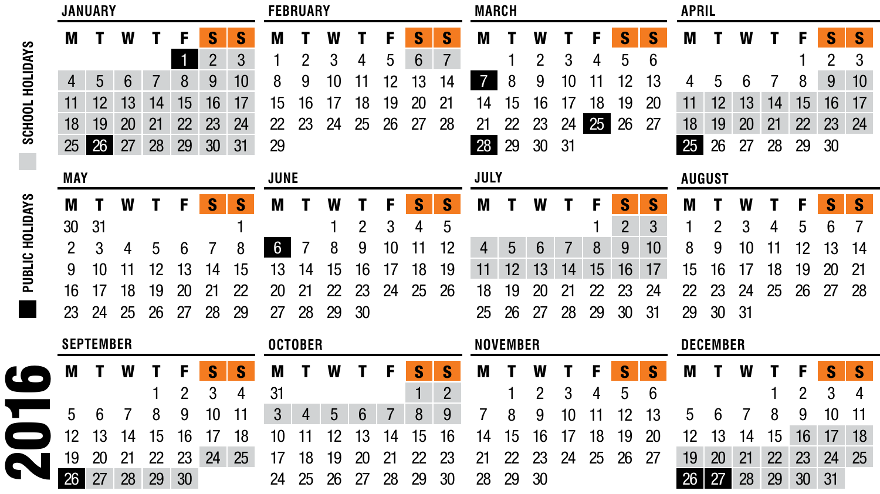# 2016

**SCHOOL HOLIDAYS** (*italic*) · **PUBLIC HOLIDAYS** (**bold**)

## JANUARY

| M | T | W | T | F | S | S |
|---|---|---|---|---|---|---|
| | | | | **1** | *2* | *3* |
| *4* | *5* | *6* | *7* | *8* | *9* | *10* |
| *11* | *12* | *13* | *14* | *15* | *16* | *17* |
| *18* | *19* | *20* | *21* | *22* | *23* | *24* |
| *25* | **26** | *27* | *28* | *29* | *30* | *31* |

## FEBRUARY

| M | T | W | T | F | S | S |
|---|---|---|---|---|---|---|
| 1 | 2 | 3 | 4 | 5 | *6* | *7* |
| 8 | 9 | 10 | 11 | 12 | 13 | 14 |
| 15 | 16 | 17 | 18 | 19 | 20 | 21 |
| 22 | 23 | 24 | 25 | 26 | 27 | 28 |
| 29 | | | | | | |

## MARCH

| M | T | W | T | F | S | S |
|---|---|---|---|---|---|---|
| | 1 | 2 | 3 | 4 | 5 | 6 |
| **7** | 8 | 9 | 10 | 11 | 12 | 13 |
| 14 | 15 | 16 | 17 | 18 | 19 | 20 |
| 21 | 22 | 23 | 24 | **25** | 26 | 27 |
| **28** | 29 | 30 | 31 | | | |

## APRIL

| M | T | W | T | F | S | S |
|---|---|---|---|---|---|---|
| | | | | 1 | 2 | 3 |
| 4 | 5 | 6 | 7 | 8 | *9* | *10* |
| *11* | *12* | *13* | *14* | *15* | *16* | *17* |
| *18* | *19* | *20* | *21* | *22* | *23* | *24* |
| **25** | 26 | 27 | 28 | 29 | 30 | |

## MAY

| M | T | W | T | F | S | S |
|---|---|---|---|---|---|---|
| 30 | 31 | | | | | 1 |
| 2 | 3 | 4 | 5 | 6 | 7 | 8 |
| 9 | 10 | 11 | 12 | 13 | 14 | 15 |
| 16 | 17 | 18 | 19 | 20 | 21 | 22 |
| 23 | 24 | 25 | 26 | 27 | 28 | 29 |

## JUNE

| M | T | W | T | F | S | S |
|---|---|---|---|---|---|---|
| | | 1 | 2 | 3 | 4 | 5 |
| **6** | 7 | 8 | 9 | 10 | 11 | 12 |
| 13 | 14 | 15 | 16 | 17 | 18 | 19 |
| 20 | 21 | 22 | 23 | 24 | 25 | 26 |
| 27 | 28 | 29 | 30 | | | |

## JULY

| M | T | W | T | F | S | S |
|---|---|---|---|---|---|---|
| | | | | 1 | *2* | *3* |
| *4* | *5* | *6* | *7* | *8* | *9* | *10* |
| *11* | *12* | *13* | *14* | *15* | *16* | *17* |
| 18 | 19 | 20 | 21 | 22 | 23 | 24 |
| 25 | 26 | 27 | 28 | 29 | 30 | 31 |

## AUGUST

| M | T | W | T | F | S | S |
|---|---|---|---|---|---|---|
| 1 | 2 | 3 | 4 | 5 | 6 | 7 |
| 8 | 9 | 10 | 11 | 12 | 13 | 14 |
| 15 | 16 | 17 | 18 | 19 | 20 | 21 |
| 22 | 23 | 24 | 25 | 26 | 27 | 28 |
| 29 | 30 | 31 | | | | |

## SEPTEMBER

| M | T | W | T | F | S | S |
|---|---|---|---|---|---|---|
| | | | 1 | 2 | 3 | 4 |
| 5 | 6 | 7 | 8 | 9 | 10 | 11 |
| 12 | 13 | 14 | 15 | 16 | 17 | 18 |
| 19 | 20 | 21 | 22 | 23 | *24* | *25* |
| **26** | *27* | *28* | *29* | *30* | | |

## OCTOBER

| M | T | W | T | F | S | S |
|---|---|---|---|---|---|---|
| 31 | | | | | *1* | *2* |
| *3* | *4* | *5* | *6* | *7* | *8* | *9* |
| 10 | 11 | 12 | 13 | 14 | 15 | 16 |
| 17 | 18 | 19 | 20 | 21 | 22 | 23 |
| 24 | 25 | 26 | 27 | 28 | 29 | 30 |

## NOVEMBER

| M | T | W | T | F | S | S |
|---|---|---|---|---|---|---|
| | 1 | 2 | 3 | 4 | 5 | 6 |
| 7 | 8 | 9 | 10 | 11 | 12 | 13 |
| 14 | 15 | 16 | 17 | 18 | 19 | 20 |
| 21 | 22 | 23 | 24 | 25 | 26 | 27 |
| 28 | 29 | 30 | | | | |

## DECEMBER

| M | T | W | T | F | S | S |
|---|---|---|---|---|---|---|
| | | | 1 | 2 | 3 | 4 |
| 5 | 6 | 7 | 8 | 9 | 10 | 11 |
| 12 | 13 | 14 | 15 | *16* | *17* | *18* |
| *19* | *20* | *21* | *22* | *23* | *24* | *25* |
| **26** | **27** | *28* | *29* | *30* | *31* | |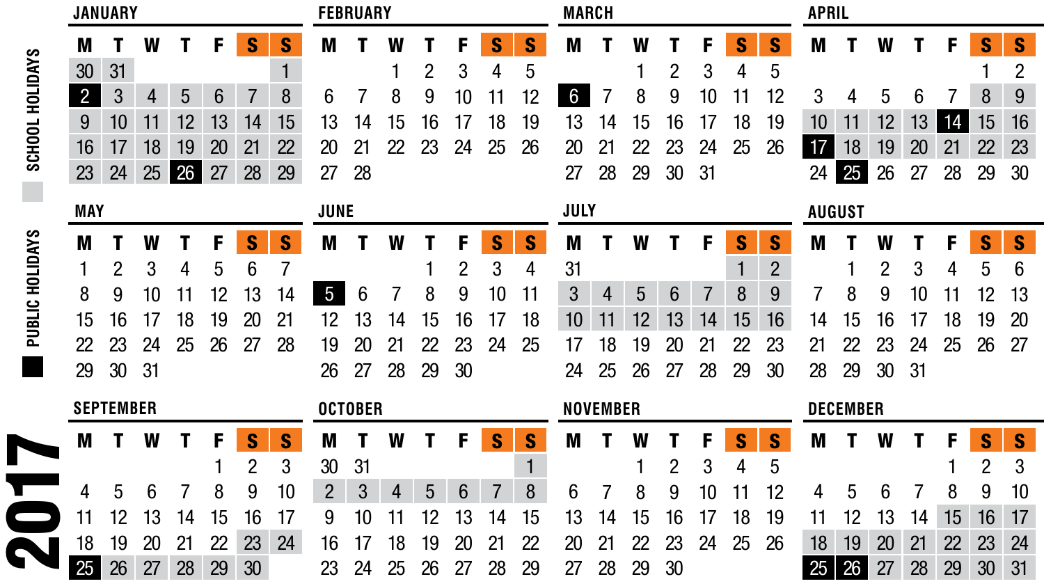# 2017

**SCHOOL HOLIDAYS** (grey)

**PUBLIC HOLIDAYS** (black)

## JANUARY

| M | T | W | T | F | S | S |
|---|---|---|---|---|---|---|
| 30 | 31 | | | | | 1 |
| 2 | 3 | 4 | 5 | 6 | 7 | 8 |
| 9 | 10 | 11 | 12 | 13 | 14 | 15 |
| 16 | 17 | 18 | 19 | 20 | 21 | 22 |
| 23 | 24 | 25 | 26 | 27 | 28 | 29 |

## FEBRUARY

| M | T | W | T | F | S | S |
|---|---|---|---|---|---|---|
| | | 1 | 2 | 3 | 4 | 5 |
| 6 | 7 | 8 | 9 | 10 | 11 | 12 |
| 13 | 14 | 15 | 16 | 17 | 18 | 19 |
| 20 | 21 | 22 | 23 | 24 | 25 | 26 |
| 27 | 28 | | | | | |

## MARCH

| M | T | W | T | F | S | S |
|---|---|---|---|---|---|---|
| | | 1 | 2 | 3 | 4 | 5 |
| 6 | 7 | 8 | 9 | 10 | 11 | 12 |
| 13 | 14 | 15 | 16 | 17 | 18 | 19 |
| 20 | 21 | 22 | 23 | 24 | 25 | 26 |
| 27 | 28 | 29 | 30 | 31 | | |

## APRIL

| M | T | W | T | F | S | S |
|---|---|---|---|---|---|---|
| | | | | | 1 | 2 |
| 3 | 4 | 5 | 6 | 7 | 8 | 9 |
| 10 | 11 | 12 | 13 | 14 | 15 | 16 |
| 17 | 18 | 19 | 20 | 21 | 22 | 23 |
| 24 | 25 | 26 | 27 | 28 | 29 | 30 |

## MAY

| M | T | W | T | F | S | S |
|---|---|---|---|---|---|---|
| 1 | 2 | 3 | 4 | 5 | 6 | 7 |
| 8 | 9 | 10 | 11 | 12 | 13 | 14 |
| 15 | 16 | 17 | 18 | 19 | 20 | 21 |
| 22 | 23 | 24 | 25 | 26 | 27 | 28 |
| 29 | 30 | 31 | | | | |

## JUNE

| M | T | W | T | F | S | S |
|---|---|---|---|---|---|---|
| | | | 1 | 2 | 3 | 4 |
| 5 | 6 | 7 | 8 | 9 | 10 | 11 |
| 12 | 13 | 14 | 15 | 16 | 17 | 18 |
| 19 | 20 | 21 | 22 | 23 | 24 | 25 |
| 26 | 27 | 28 | 29 | 30 | | |

## JULY

| M | T | W | T | F | S | S |
|---|---|---|---|---|---|---|
| 31 | | | | | 1 | 2 |
| 3 | 4 | 5 | 6 | 7 | 8 | 9 |
| 10 | 11 | 12 | 13 | 14 | 15 | 16 |
| 17 | 18 | 19 | 20 | 21 | 22 | 23 |
| 24 | 25 | 26 | 27 | 28 | 29 | 30 |

## AUGUST

| M | T | W | T | F | S | S |
|---|---|---|---|---|---|---|
| | 1 | 2 | 3 | 4 | 5 | 6 |
| 7 | 8 | 9 | 10 | 11 | 12 | 13 |
| 14 | 15 | 16 | 17 | 18 | 19 | 20 |
| 21 | 22 | 23 | 24 | 25 | 26 | 27 |
| 28 | 29 | 30 | 31 | | | |

## SEPTEMBER

| M | T | W | T | F | S | S |
|---|---|---|---|---|---|---|
| | | | | 1 | 2 | 3 |
| 4 | 5 | 6 | 7 | 8 | 9 | 10 |
| 11 | 12 | 13 | 14 | 15 | 16 | 17 |
| 18 | 19 | 20 | 21 | 22 | 23 | 24 |
| 25 | 26 | 27 | 28 | 29 | 30 | |

## OCTOBER

| M | T | W | T | F | S | S |
|---|---|---|---|---|---|---|
| 30 | 31 | | | | | 1 |
| 2 | 3 | 4 | 5 | 6 | 7 | 8 |
| 9 | 10 | 11 | 12 | 13 | 14 | 15 |
| 16 | 17 | 18 | 19 | 20 | 21 | 22 |
| 23 | 24 | 25 | 26 | 27 | 28 | 29 |

## NOVEMBER

| M | T | W | T | F | S | S |
|---|---|---|---|---|---|---|
| | | 1 | 2 | 3 | 4 | 5 |
| 6 | 7 | 8 | 9 | 10 | 11 | 12 |
| 13 | 14 | 15 | 16 | 17 | 18 | 19 |
| 20 | 21 | 22 | 23 | 24 | 25 | 26 |
| 27 | 28 | 29 | 30 | | | |

## DECEMBER

| M | T | W | T | F | S | S |
|---|---|---|---|---|---|---|
| | | | | 1 | 2 | 3 |
| 4 | 5 | 6 | 7 | 8 | 9 | 10 |
| 11 | 12 | 13 | 14 | 15 | 16 | 17 |
| 18 | 19 | 20 | 21 | 22 | 23 | 24 |
| 25 | 26 | 27 | 28 | 29 | 30 | 31 |